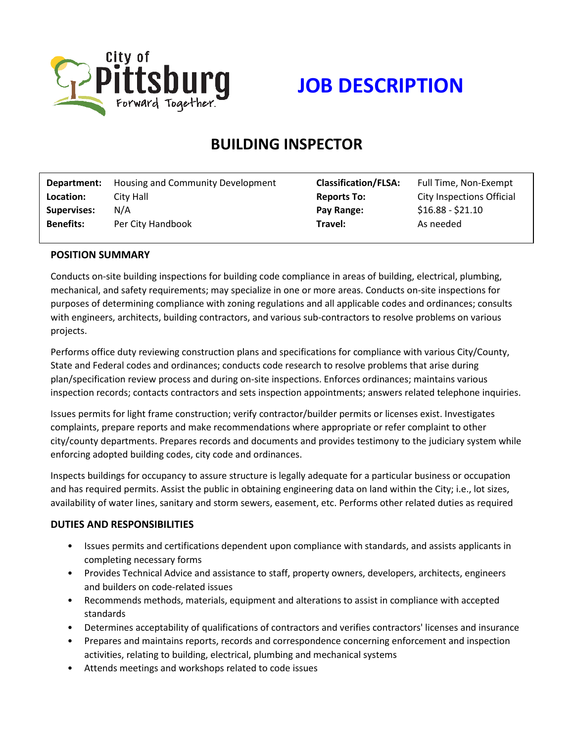City of Pittsburg
Forward Together.

# JOB DESCRIPTION

## BUILDING INSPECTOR

| | | | |
|---|---|---|---|
| **Department:** | Housing and Community Development | **Classification/FLSA:** | Full Time, Non-Exempt |
| **Location:** | City Hall | **Reports To:** | City Inspections Official |
| **Supervises:** | N/A | **Pay Range:** | $16.88 - $21.10 |
| **Benefits:** | Per City Handbook | **Travel:** | As needed |

### POSITION SUMMARY

Conducts on-site building inspections for building code compliance in areas of building, electrical, plumbing, mechanical, and safety requirements; may specialize in one or more areas. Conducts on-site inspections for purposes of determining compliance with zoning regulations and all applicable codes and ordinances; consults with engineers, architects, building contractors, and various sub-contractors to resolve problems on various projects.

Performs office duty reviewing construction plans and specifications for compliance with various City/County, State and Federal codes and ordinances; conducts code research to resolve problems that arise during plan/specification review process and during on-site inspections. Enforces ordinances; maintains various inspection records; contacts contractors and sets inspection appointments; answers related telephone inquiries.

Issues permits for light frame construction; verify contractor/builder permits or licenses exist. Investigates complaints, prepare reports and make recommendations where appropriate or refer complaint to other city/county departments. Prepares records and documents and provides testimony to the judiciary system while enforcing adopted building codes, city code and ordinances.

Inspects buildings for occupancy to assure structure is legally adequate for a particular business or occupation and has required permits. Assist the public in obtaining engineering data on land within the City; i.e., lot sizes, availability of water lines, sanitary and storm sewers, easement, etc. Performs other related duties as required

### DUTIES AND RESPONSIBILITIES

- Issues permits and certifications dependent upon compliance with standards, and assists applicants in completing necessary forms
- Provides Technical Advice and assistance to staff, property owners, developers, architects, engineers and builders on code-related issues
- Recommends methods, materials, equipment and alterations to assist in compliance with accepted standards
- Determines acceptability of qualifications of contractors and verifies contractors' licenses and insurance
- Prepares and maintains reports, records and correspondence concerning enforcement and inspection activities, relating to building, electrical, plumbing and mechanical systems
- Attends meetings and workshops related to code issues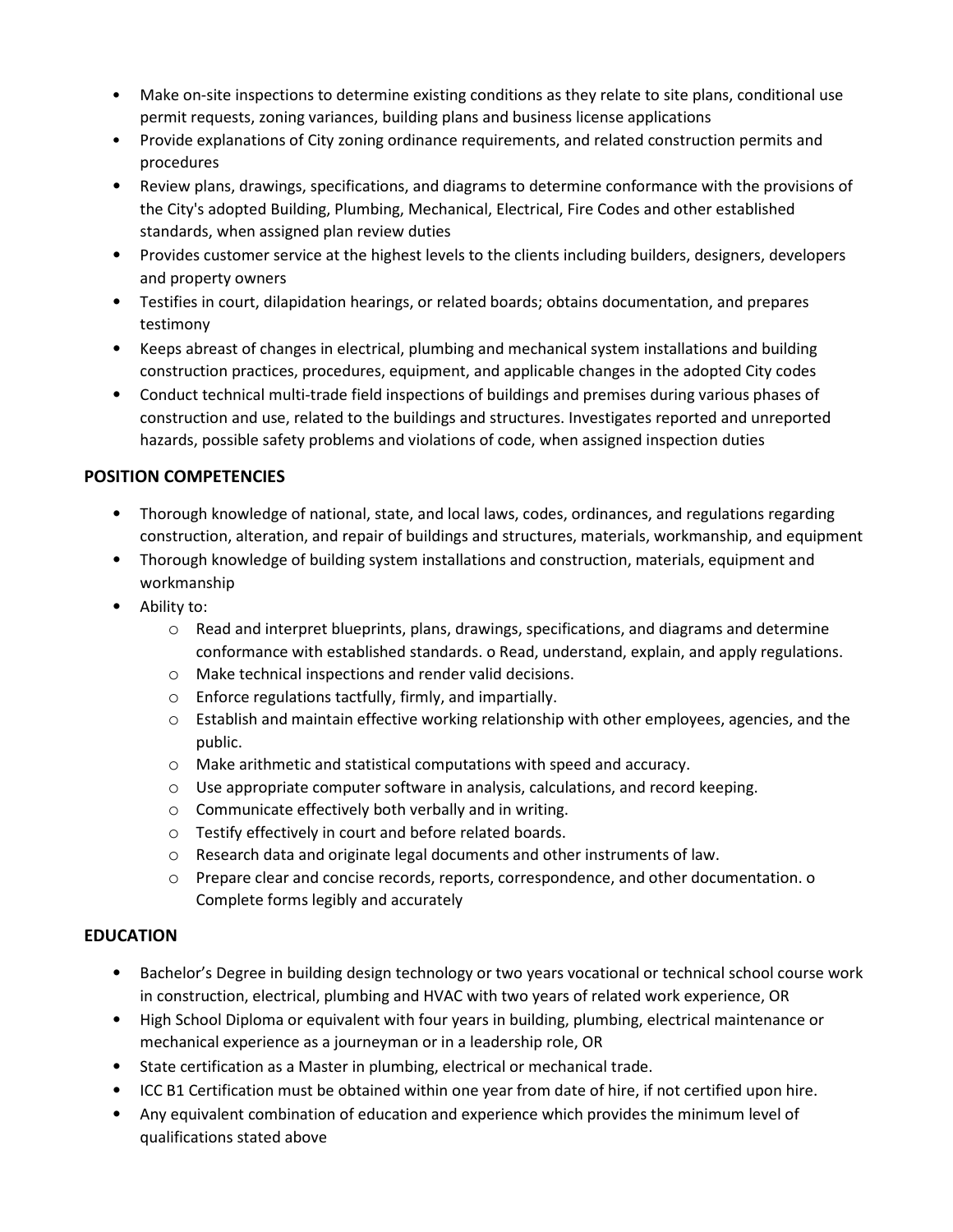- Make on-site inspections to determine existing conditions as they relate to site plans, conditional use permit requests, zoning variances, building plans and business license applications
- Provide explanations of City zoning ordinance requirements, and related construction permits and procedures
- Review plans, drawings, specifications, and diagrams to determine conformance with the provisions of the City's adopted Building, Plumbing, Mechanical, Electrical, Fire Codes and other established standards, when assigned plan review duties
- Provides customer service at the highest levels to the clients including builders, designers, developers and property owners
- Testifies in court, dilapidation hearings, or related boards; obtains documentation, and prepares testimony
- Keeps abreast of changes in electrical, plumbing and mechanical system installations and building construction practices, procedures, equipment, and applicable changes in the adopted City codes
- Conduct technical multi-trade field inspections of buildings and premises during various phases of construction and use, related to the buildings and structures. Investigates reported and unreported hazards, possible safety problems and violations of code, when assigned inspection duties

## POSITION COMPETENCIES

- Thorough knowledge of national, state, and local laws, codes, ordinances, and regulations regarding construction, alteration, and repair of buildings and structures, materials, workmanship, and equipment
- Thorough knowledge of building system installations and construction, materials, equipment and workmanship
- Ability to:
    - Read and interpret blueprints, plans, drawings, specifications, and diagrams and determine conformance with established standards. o Read, understand, explain, and apply regulations.
    - Make technical inspections and render valid decisions.
    - Enforce regulations tactfully, firmly, and impartially.
    - Establish and maintain effective working relationship with other employees, agencies, and the public.
    - Make arithmetic and statistical computations with speed and accuracy.
    - Use appropriate computer software in analysis, calculations, and record keeping.
    - Communicate effectively both verbally and in writing.
    - Testify effectively in court and before related boards.
    - Research data and originate legal documents and other instruments of law.
    - Prepare clear and concise records, reports, correspondence, and other documentation. o Complete forms legibly and accurately

## EDUCATION

- Bachelor's Degree in building design technology or two years vocational or technical school course work in construction, electrical, plumbing and HVAC with two years of related work experience, OR
- High School Diploma or equivalent with four years in building, plumbing, electrical maintenance or mechanical experience as a journeyman or in a leadership role, OR
- State certification as a Master in plumbing, electrical or mechanical trade.
- ICC B1 Certification must be obtained within one year from date of hire, if not certified upon hire.
- Any equivalent combination of education and experience which provides the minimum level of qualifications stated above